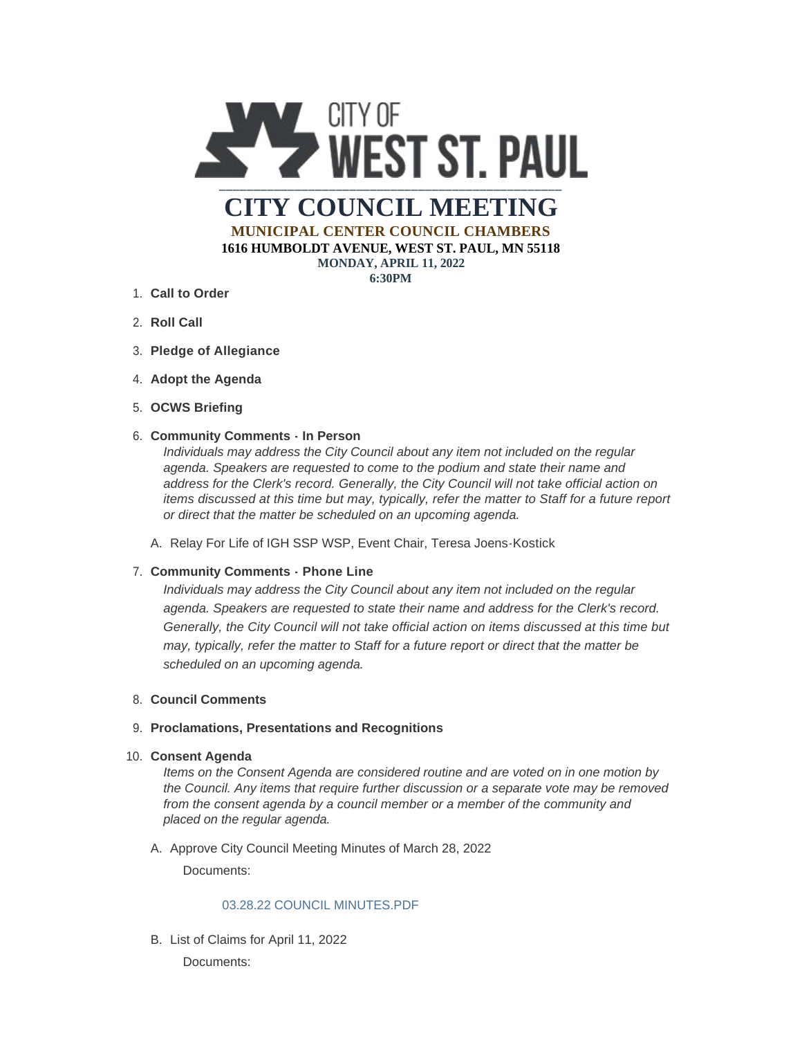CITY OF WEST ST. PAUL

# CITY COUNCIL MEETING

**MUNICIPAL CENTER COUNCIL CHAMBERS**

**1616 HUMBOLDT AVENUE, WEST ST. PAUL, MN 55118**

**MONDAY, APRIL 11, 2022**

**6:30PM**

1. **Call to Order**
2. **Roll Call**
3. **Pledge of Allegiance**
4. **Adopt the Agenda**
5. **OCWS Briefing**
6. **Community Comments - In Person**

   *Individuals may address the City Council about any item not included on the regular agenda. Speakers are requested to come to the podium and state their name and address for the Clerk's record. Generally, the City Council will not take official action on items discussed at this time but may, typically, refer the matter to Staff for a future report or direct that the matter be scheduled on an upcoming agenda.*

   A. Relay For Life of IGH SSP WSP, Event Chair, Teresa Joens-Kostick

7. **Community Comments - Phone Line**

   *Individuals may address the City Council about any item not included on the regular agenda. Speakers are requested to state their name and address for the Clerk's record. Generally, the City Council will not take official action on items discussed at this time but may, typically, refer the matter to Staff for a future report or direct that the matter be scheduled on an upcoming agenda.*

8. **Council Comments**
9. **Proclamations, Presentations and Recognitions**
10. **Consent Agenda**

    *Items on the Consent Agenda are considered routine and are voted on in one motion by the Council. Any items that require further discussion or a separate vote may be removed from the consent agenda by a council member or a member of the community and placed on the regular agenda.*

    A. Approve City Council Meeting Minutes of March 28, 2022

    Documents:

    03.28.22 COUNCIL MINUTES.PDF

    B. List of Claims for April 11, 2022

    Documents: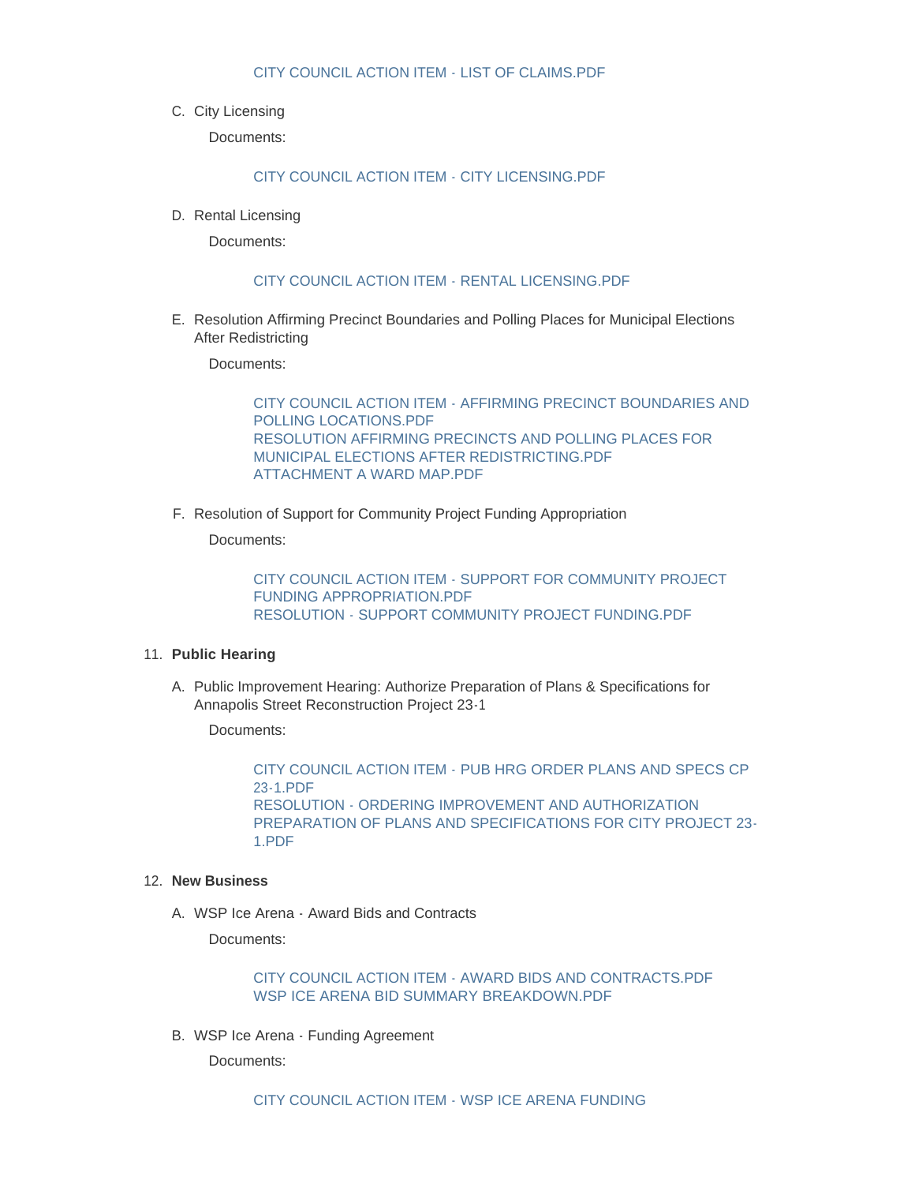CITY COUNCIL ACTION ITEM - LIST OF CLAIMS.PDF

C. City Licensing

Documents:

CITY COUNCIL ACTION ITEM - CITY LICENSING.PDF

D. Rental Licensing

Documents:

CITY COUNCIL ACTION ITEM - RENTAL LICENSING.PDF

E. Resolution Affirming Precinct Boundaries and Polling Places for Municipal Elections After Redistricting

Documents:

CITY COUNCIL ACTION ITEM - AFFIRMING PRECINCT BOUNDARIES AND POLLING LOCATIONS.PDF
RESOLUTION AFFIRMING PRECINCTS AND POLLING PLACES FOR MUNICIPAL ELECTIONS AFTER REDISTRICTING.PDF
ATTACHMENT A WARD MAP.PDF

F. Resolution of Support for Community Project Funding Appropriation

Documents:

CITY COUNCIL ACTION ITEM - SUPPORT FOR COMMUNITY PROJECT FUNDING APPROPRIATION.PDF
RESOLUTION - SUPPORT COMMUNITY PROJECT FUNDING.PDF

11. **Public Hearing**

A. Public Improvement Hearing: Authorize Preparation of Plans & Specifications for Annapolis Street Reconstruction Project 23-1

Documents:

CITY COUNCIL ACTION ITEM - PUB HRG ORDER PLANS AND SPECS CP 23-1.PDF
RESOLUTION - ORDERING IMPROVEMENT AND AUTHORIZATION PREPARATION OF PLANS AND SPECIFICATIONS FOR CITY PROJECT 23-1.PDF

12. **New Business**

A. WSP Ice Arena - Award Bids and Contracts

Documents:

CITY COUNCIL ACTION ITEM - AWARD BIDS AND CONTRACTS.PDF
WSP ICE ARENA BID SUMMARY BREAKDOWN.PDF

B. WSP Ice Arena - Funding Agreement

Documents:

CITY COUNCIL ACTION ITEM - WSP ICE ARENA FUNDING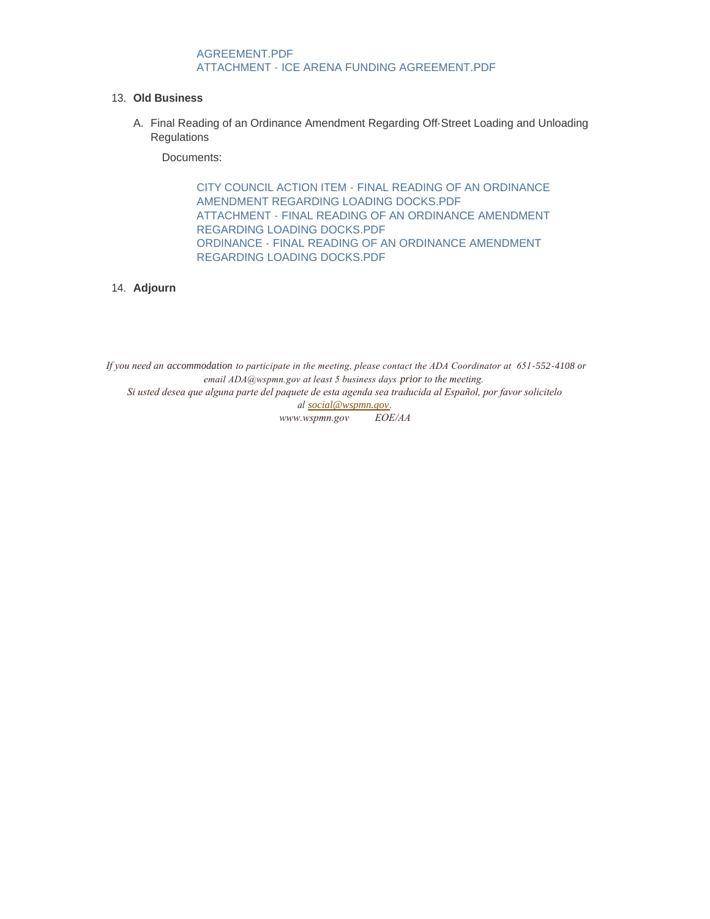AGREEMENT.PDF
ATTACHMENT - ICE ARENA FUNDING AGREEMENT.PDF

13. **Old Business**

    A. Final Reading of an Ordinance Amendment Regarding Off-Street Loading and Unloading Regulations

       Documents:

       CITY COUNCIL ACTION ITEM - FINAL READING OF AN ORDINANCE AMENDMENT REGARDING LOADING DOCKS.PDF
       ATTACHMENT - FINAL READING OF AN ORDINANCE AMENDMENT REGARDING LOADING DOCKS.PDF
       ORDINANCE - FINAL READING OF AN ORDINANCE AMENDMENT REGARDING LOADING DOCKS.PDF

14. **Adjourn**

*If you need an accommodation to participate in the meeting, please contact the ADA Coordinator at 651-552-4108 or email ADA@wspmn.gov at least 5 business days prior to the meeting.*
*Si usted desea que alguna parte del paquete de esta agenda sea traducida al Español, por favor solicitelo al social@wspmn.gov.*
*www.wspmn.gov EOE/AA*